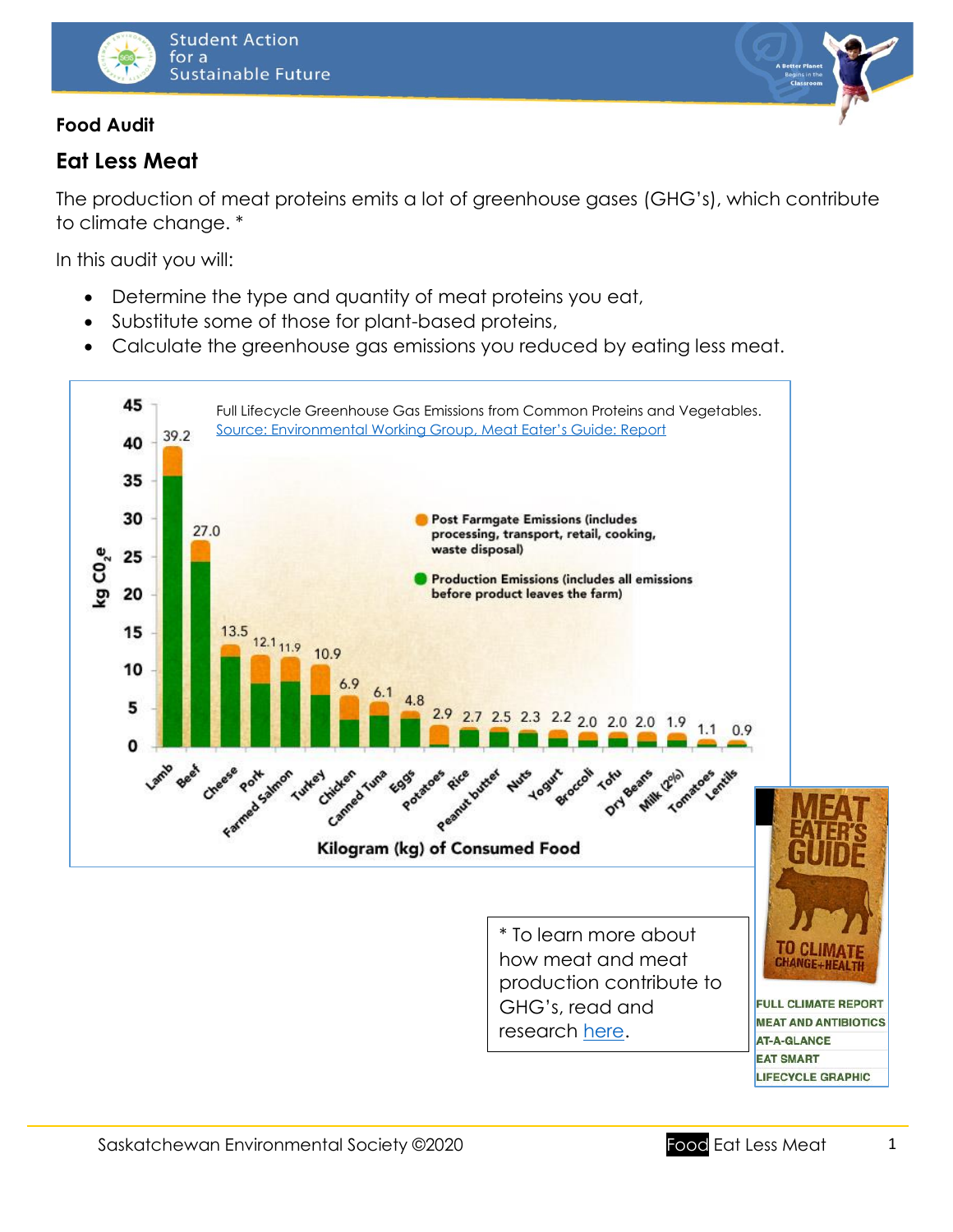**Food Audit**

## Eat Less Meat

The production of meat proteins emits a lot of greenhouse gases (GHG's), which contribute to climate change. *

In this audit you will:

- Determine the type and quantity of meat proteins you eat,
- Substitute some of those for plant-based proteins,
- Calculate the greenhouse gas emissions you reduced by eating less meat.

Full Lifecycle Greenhouse Gas Emissions from Common Proteins and Vegetables.
Source: Environmental Working Group, Meat Eater's Guide: Report

| Food | kg $CO_2e$ per kg of consumed food |
| --- | --- |
| Lamb | 39.2 |
| Beef | 27.0 |
| Cheese | 13.5 |
| Pork | 12.1 |
| Farmed Salmon | 11.9 |
| Turkey | 10.9 |
| Chicken | 6.9 |
| Canned Tuna | 6.1 |
| Eggs | 4.8 |
| Potatoes | 2.9 |
| Rice | 2.7 |
| Peanut butter | 2.5 |
| Nuts | 2.3 |
| Yogurt | 2.2 |
| Broccoli | 2.0 |
| Tofu | 2.0 |
| Dry Beans | 2.0 |
| Milk (2%) | 1.9 |
| Tomatoes | 1.1 |
| Lentils | 0.9 |

Post Farmgate Emissions (includes processing, transport, retail, cooking, waste disposal)

Production Emissions (includes all emissions before product leaves the farm)

\* To learn more about how meat and meat production contribute to GHG's, read and research here.

MEAT EATER'S GUIDE TO CLIMATE CHANGE + HEALTH

FULL CLIMATE REPORT
MEAT AND ANTIBIOTICS
AT-A-GLANCE
EAT SMART
LIFECYCLE GRAPHIC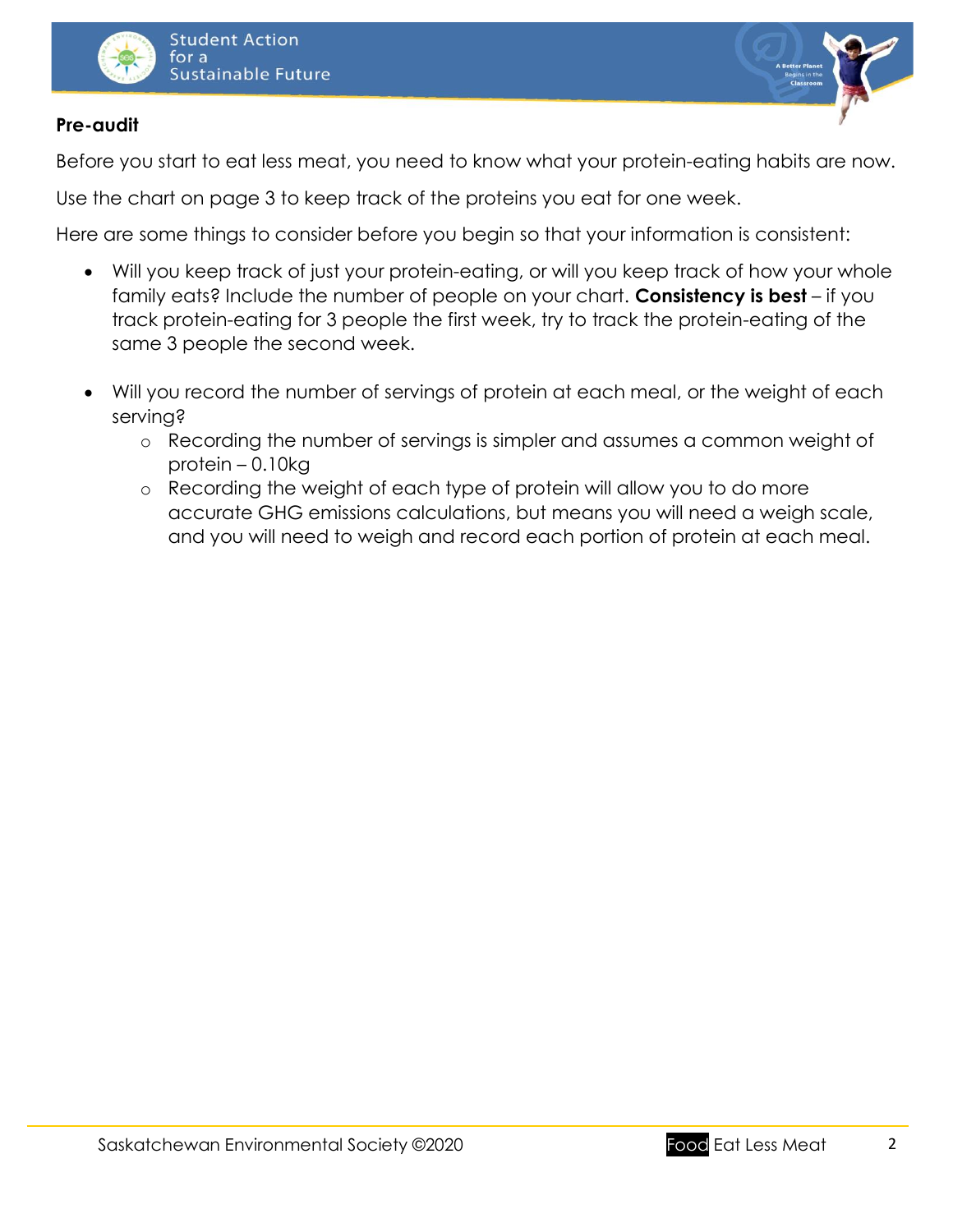**Pre-audit**

Before you start to eat less meat, you need to know what your protein-eating habits are now.

Use the chart on page 3 to keep track of the proteins you eat for one week.

Here are some things to consider before you begin so that your information is consistent:

- Will you keep track of just your protein-eating, or will you keep track of how your whole family eats? Include the number of people on your chart. **Consistency is best** – if you track protein-eating for 3 people the first week, try to track the protein-eating of the same 3 people the second week.

- Will you record the number of servings of protein at each meal, or the weight of each serving?
  - Recording the number of servings is simpler and assumes a common weight of protein – 0.10kg
  - Recording the weight of each type of protein will allow you to do more accurate GHG emissions calculations, but means you will need a weigh scale, and you will need to weigh and record each portion of protein at each meal.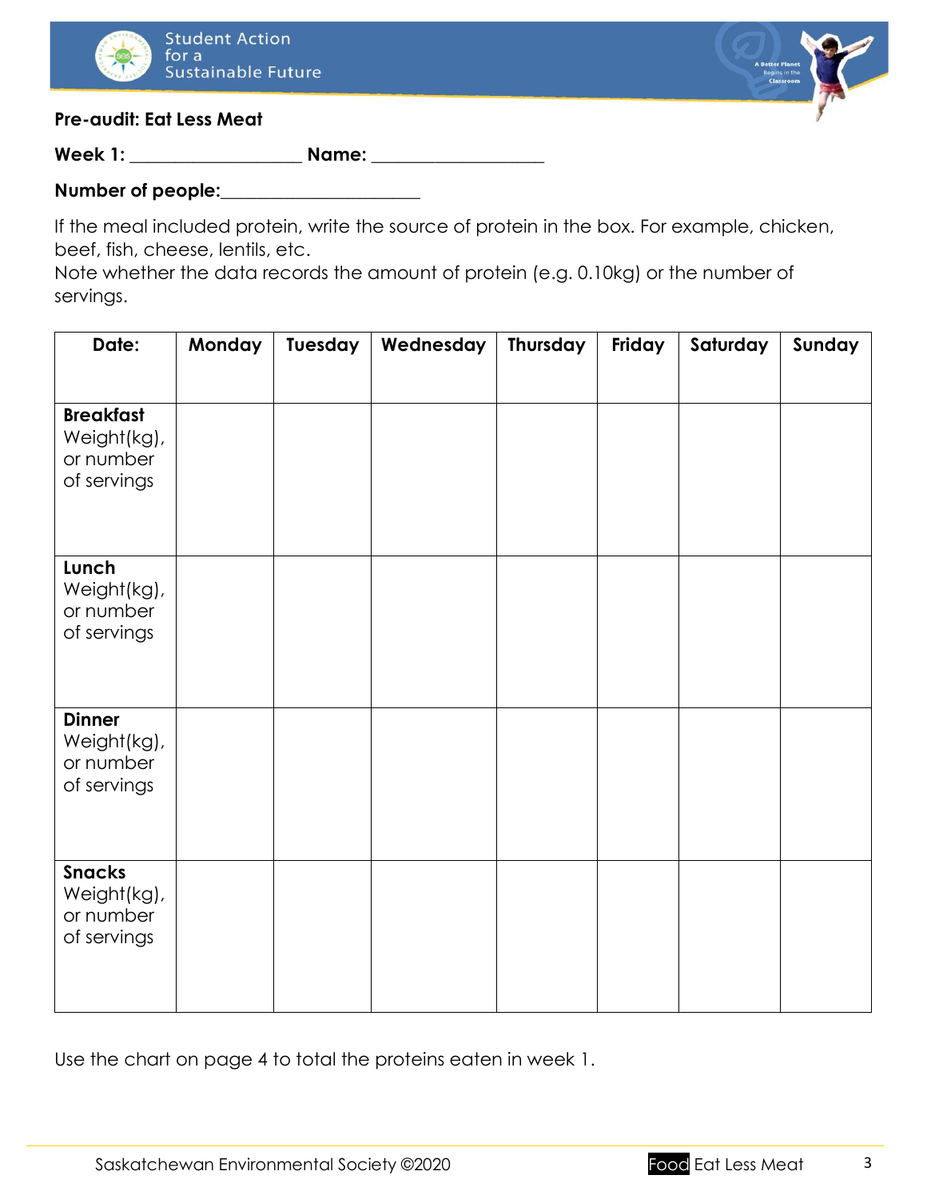**Pre-audit: Eat Less Meat**

**Week 1:** ___________________ **Name:** ___________________

**Number of people:**______________________

If the meal included protein, write the source of protein in the box. For example, chicken, beef, fish, cheese, lentils, etc.
Note whether the data records the amount of protein (e.g. 0.10kg) or the number of servings.

| **Date:** | **Monday** | **Tuesday** | **Wednesday** | **Thursday** | **Friday** | **Saturday** | **Sunday** |
|---|---|---|---|---|---|---|---|
| **Breakfast** Weight(kg), or number of servings | | | | | | | |
| **Lunch** Weight(kg), or number of servings | | | | | | | |
| **Dinner** Weight(kg), or number of servings | | | | | | | |
| **Snacks** Weight(kg), or number of servings | | | | | | | |

Use the chart on page 4 to total the proteins eaten in week 1.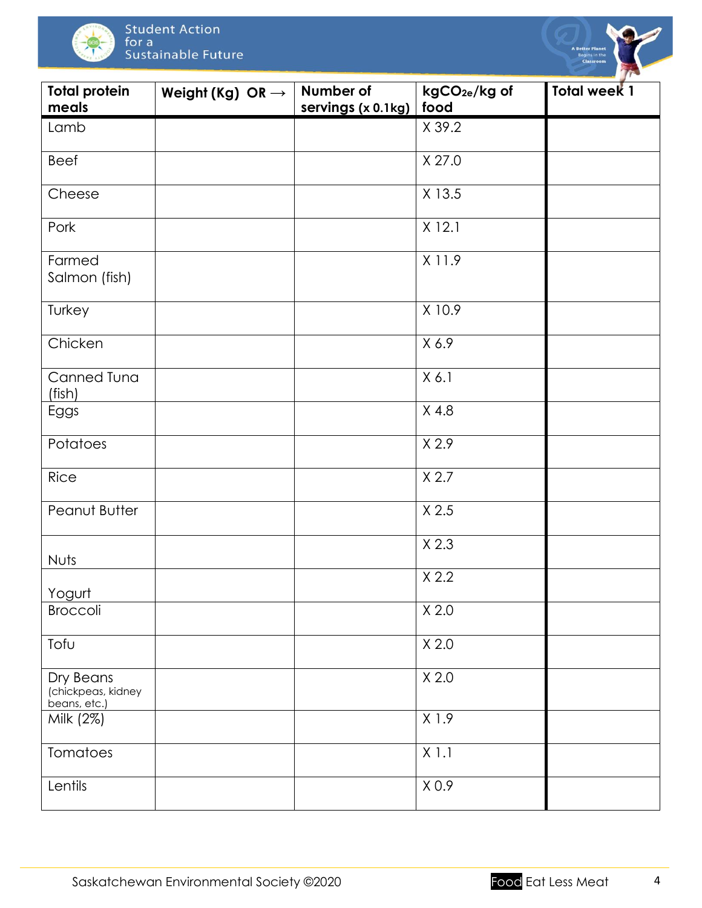| Total protein meals | Weight (Kg) OR → | Number of servings (x 0.1kg) | $kgCO_{2e}$/kg of food | Total week 1 |
|---|---|---|---|---|
| Lamb | | | X 39.2 | |
| Beef | | | X 27.0 | |
| Cheese | | | X 13.5 | |
| Pork | | | X 12.1 | |
| Farmed Salmon (fish) | | | X 11.9 | |
| Turkey | | | X 10.9 | |
| Chicken | | | X 6.9 | |
| Canned Tuna (fish) | | | X 6.1 | |
| Eggs | | | X 4.8 | |
| Potatoes | | | X 2.9 | |
| Rice | | | X 2.7 | |
| Peanut Butter | | | X 2.5 | |
| Nuts | | | X 2.3 | |
| Yogurt | | | X 2.2 | |
| Broccoli | | | X 2.0 | |
| Tofu | | | X 2.0 | |
| Dry Beans (chickpeas, kidney beans, etc.) | | | X 2.0 | |
| Milk (2%) | | | X 1.9 | |
| Tomatoes | | | X 1.1 | |
| Lentils | | | X 0.9 | |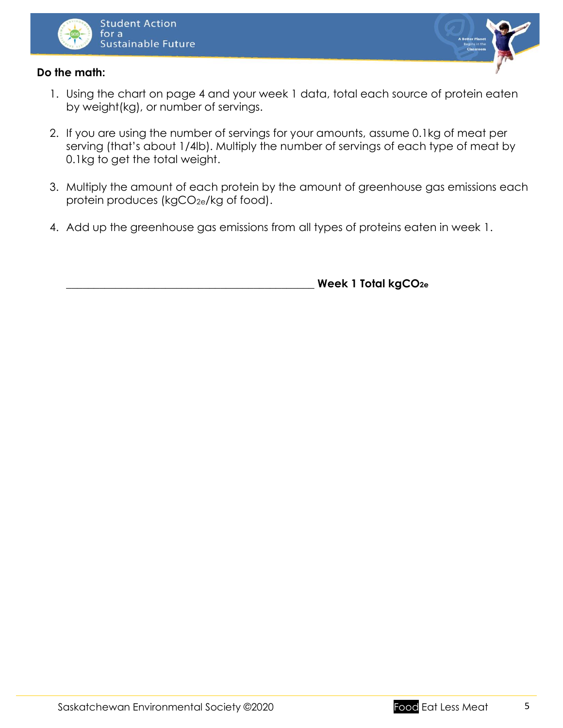**Do the math:**

1. Using the chart on page 4 and your week 1 data, total each source of protein eaten by weight(kg), or number of servings.

2. If you are using the number of servings for your amounts, assume 0.1kg of meat per serving (that's about 1/4lb). Multiply the number of servings of each type of meat by 0.1kg to get the total weight.

3. Multiply the amount of each protein by the amount of greenhouse gas emissions each protein produces (kg$CO_{2e}$/kg of food).

4. Add up the greenhouse gas emissions from all types of proteins eaten in week 1.

_______________________________________________ **Week 1 Total kg$CO_{2e}$**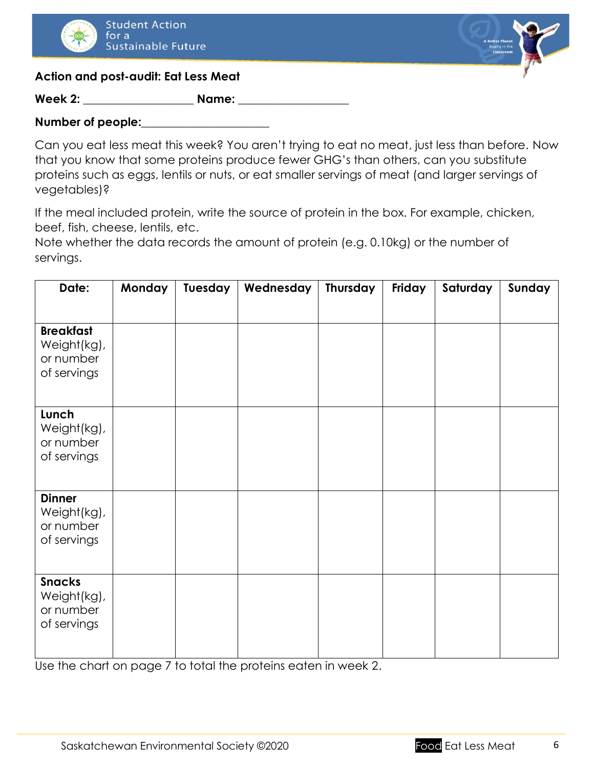Student Action for a Sustainable Future

**Action and post-audit: Eat Less Meat**

**Week 2:** ___________________ **Name:** ___________________

**Number of people:**______________________

Can you eat less meat this week? You aren't trying to eat no meat, just less than before. Now that you know that some proteins produce fewer GHG's than others, can you substitute proteins such as eggs, lentils or nuts, or eat smaller servings of meat (and larger servings of vegetables)?

If the meal included protein, write the source of protein in the box. For example, chicken, beef, fish, cheese, lentils, etc.
Note whether the data records the amount of protein (e.g. 0.10kg) or the number of servings.

| Date: | Monday | Tuesday | Wednesday | Thursday | Friday | Saturday | Sunday |
|---|---|---|---|---|---|---|---|
| **Breakfast** Weight(kg), or number of servings | | | | | | | |
| **Lunch** Weight(kg), or number of servings | | | | | | | |
| **Dinner** Weight(kg), or number of servings | | | | | | | |
| **Snacks** Weight(kg), or number of servings | | | | | | | |

Use the chart on page 7 to total the proteins eaten in week 2.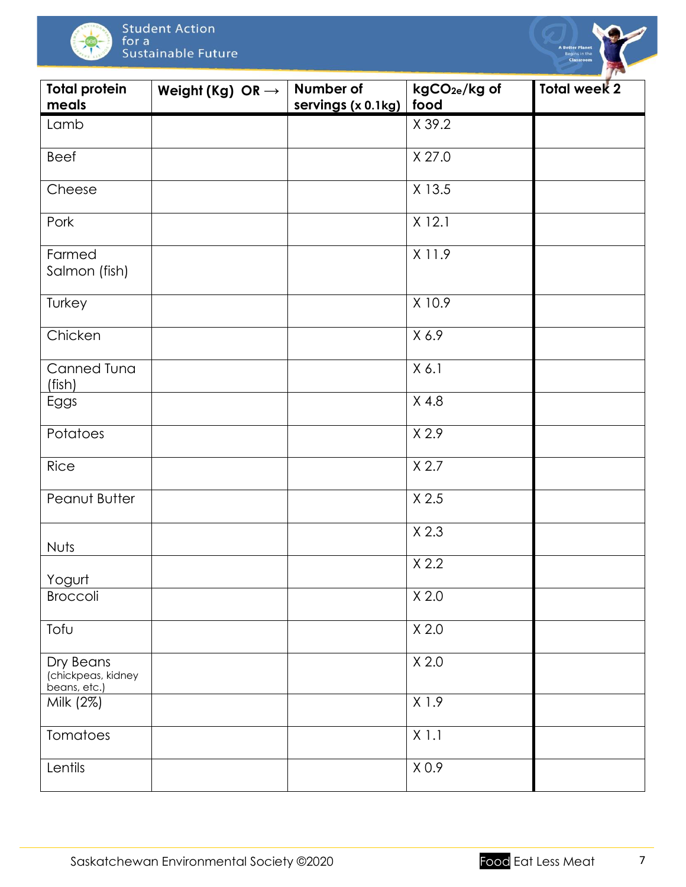| Total protein meals | Weight (Kg) OR → | Number of servings (x 0.1kg) | $kgCO_{2e}$/kg of food | Total week 2 |
|---|---|---|---|---|
| Lamb | | | X 39.2 | |
| Beef | | | X 27.0 | |
| Cheese | | | X 13.5 | |
| Pork | | | X 12.1 | |
| Farmed Salmon (fish) | | | X 11.9 | |
| Turkey | | | X 10.9 | |
| Chicken | | | X 6.9 | |
| Canned Tuna (fish) | | | X 6.1 | |
| Eggs | | | X 4.8 | |
| Potatoes | | | X 2.9 | |
| Rice | | | X 2.7 | |
| Peanut Butter | | | X 2.5 | |
| Nuts | | | X 2.3 | |
| Yogurt | | | X 2.2 | |
| Broccoli | | | X 2.0 | |
| Tofu | | | X 2.0 | |
| Dry Beans (chickpeas, kidney beans, etc.) | | | X 2.0 | |
| Milk (2%) | | | X 1.9 | |
| Tomatoes | | | X 1.1 | |
| Lentils | | | X 0.9 | |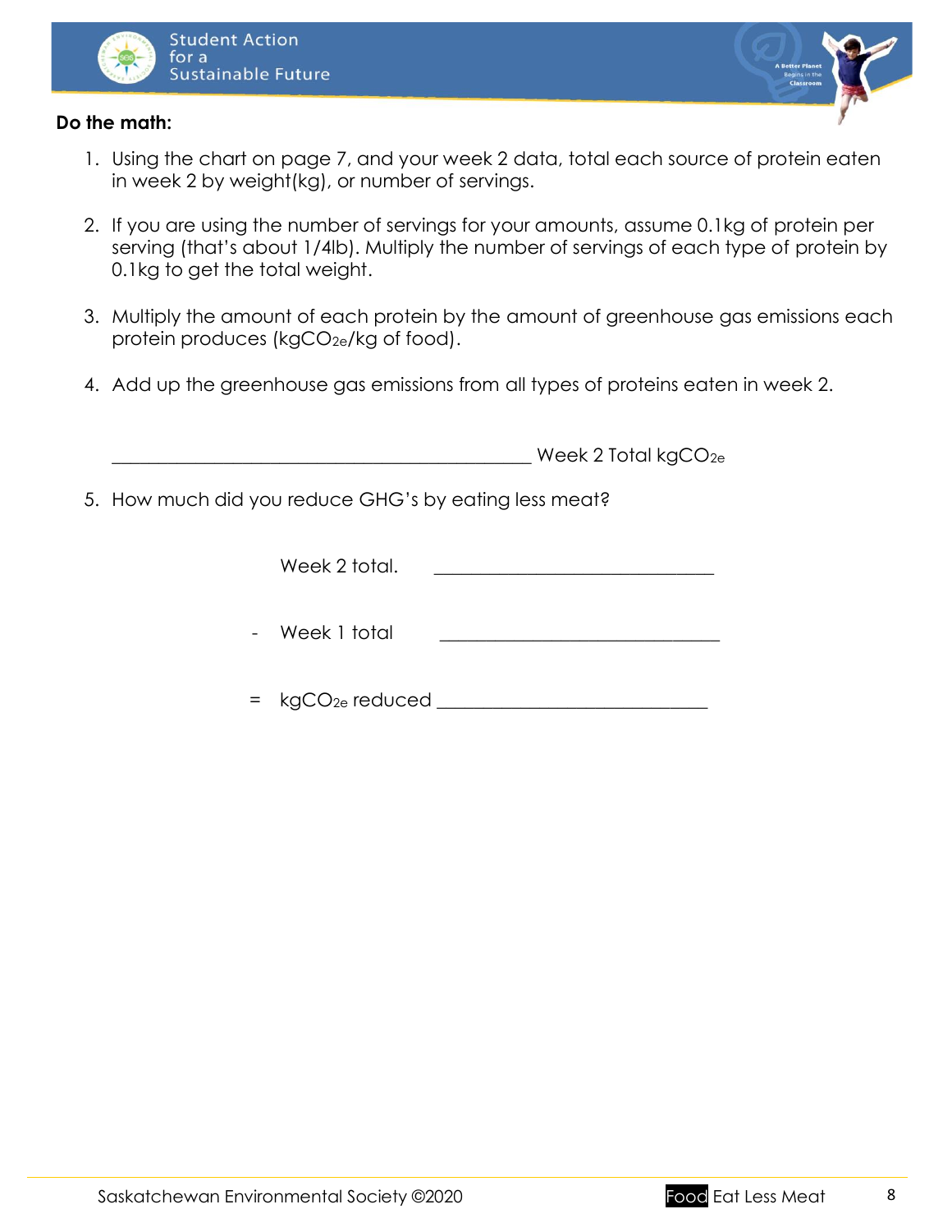**Do the math:**

1. Using the chart on page 7, and your week 2 data, total each source of protein eaten in week 2 by weight(kg), or number of servings.

2. If you are using the number of servings for your amounts, assume 0.1kg of protein per serving (that's about 1/4lb). Multiply the number of servings of each type of protein by 0.1kg to get the total weight.

3. Multiply the amount of each protein by the amount of greenhouse gas emissions each protein produces ($kgCO_{2e}$/kg of food).

4. Add up the greenhouse gas emissions from all types of proteins eaten in week 2.

   ____________________________________________ Week 2 Total $kgCO_{2e}$

5. How much did you reduce GHG's by eating less meat?

   Week 2 total. ______________________________

   \- Week 1 total ______________________________

   = $kgCO_{2e}$ reduced ______________________________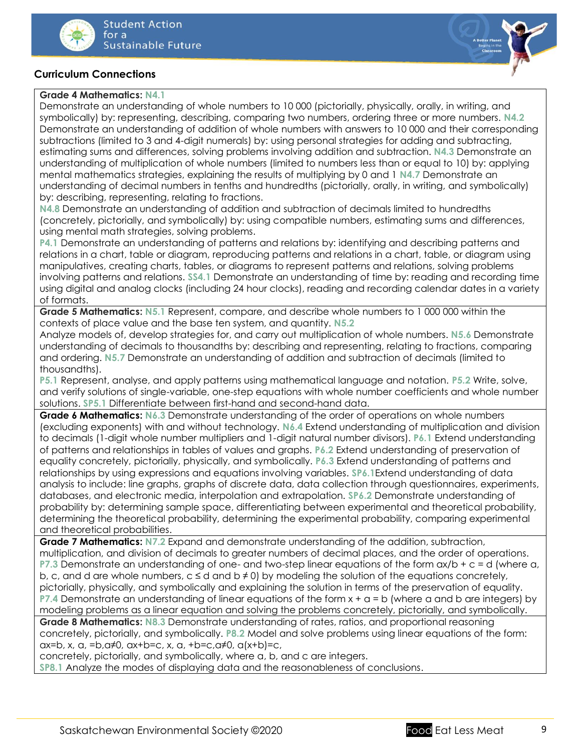## Curriculum Connections

| |
|---|
| **Grade 4 Mathematics:** N4.1 Demonstrate an understanding of whole numbers to 10 000 (pictorially, physically, orally, in writing, and symbolically) by: representing, describing, comparing two numbers, ordering three or more numbers. N4.2 Demonstrate an understanding of addition of whole numbers with answers to 10 000 and their corresponding subtractions (limited to 3 and 4-digit numerals) by: using personal strategies for adding and subtracting, estimating sums and differences, solving problems involving addition and subtraction. N4.3 Demonstrate an understanding of multiplication of whole numbers (limited to numbers less than or equal to 10) by: applying mental mathematics strategies, explaining the results of multiplying by 0 and 1 N4.7 Demonstrate an understanding of decimal numbers in tenths and hundredths (pictorially, orally, in writing, and symbolically) by: describing, representing, relating to fractions. N4.8 Demonstrate an understanding of addition and subtraction of decimals limited to hundredths (concretely, pictorially, and symbolically) by: using compatible numbers, estimating sums and differences, using mental math strategies, solving problems. P4.1 Demonstrate an understanding of patterns and relations by: identifying and describing patterns and relations in a chart, table or diagram, reproducing patterns and relations in a chart, table, or diagram using manipulatives, creating charts, tables, or diagrams to represent patterns and relations, solving problems involving patterns and relations. SS4.1 Demonstrate an understanding of time by: reading and recording time using digital and analog clocks (including 24 hour clocks), reading and recording calendar dates in a variety of formats. |
| **Grade 5 Mathematics:** N5.1 Represent, compare, and describe whole numbers to 1 000 000 within the contexts of place value and the base ten system, and quantity. N5.2 Analyze models of, develop strategies for, and carry out multiplication of whole numbers. N5.6 Demonstrate understanding of decimals to thousandths by: describing and representing, relating to fractions, comparing and ordering. N5.7 Demonstrate an understanding of addition and subtraction of decimals (limited to thousandths). P5.1 Represent, analyse, and apply patterns using mathematical language and notation. P5.2 Write, solve, and verify solutions of single-variable, one-step equations with whole number coefficients and whole number solutions. SP5.1 Differentiate between first-hand and second-hand data. |
| **Grade 6 Mathematics:** N6.3 Demonstrate understanding of the order of operations on whole numbers (excluding exponents) with and without technology. N6.4 Extend understanding of multiplication and division to decimals (1-digit whole number multipliers and 1-digit natural number divisors). P6.1 Extend understanding of patterns and relationships in tables of values and graphs. P6.2 Extend understanding of preservation of equality concretely, pictorially, physically, and symbolically. P6.3 Extend understanding of patterns and relationships by using expressions and equations involving variables. SP6.1Extend understanding of data analysis to include: line graphs, graphs of discrete data, data collection through questionnaires, experiments, databases, and electronic media, interpolation and extrapolation. SP6.2 Demonstrate understanding of probability by: determining sample space, differentiating between experimental and theoretical probability, determining the theoretical probability, determining the experimental probability, comparing experimental and theoretical probabilities. |
| **Grade 7 Mathematics:** N7.2 Expand and demonstrate understanding of the addition, subtraction, multiplication, and division of decimals to greater numbers of decimal places, and the order of operations. P7.3 Demonstrate an understanding of one- and two-step linear equations of the form $ax/b + c = d$ (where a, b, c, and d are whole numbers, $c \leq d$ and $b \neq 0$) by modeling the solution of the equations concretely, pictorially, physically, and symbolically and explaining the solution in terms of the preservation of equality. P7.4 Demonstrate an understanding of linear equations of the form $x + a = b$ (where a and b are integers) by modeling problems as a linear equation and solving the problems concretely, pictorially, and symbolically. |
| **Grade 8 Mathematics:** N8.3 Demonstrate understanding of rates, ratios, and proportional reasoning concretely, pictorially, and symbolically. P8.2 Model and solve problems using linear equations of the form: ax=b, x, a, =b,a≠0, ax+b=c, x, a, +b=c,a≠0, a(x+b)=c, concretely, pictorially, and symbolically, where a, b, and c are integers. SP8.1 Analyze the modes of displaying data and the reasonableness of conclusions. |